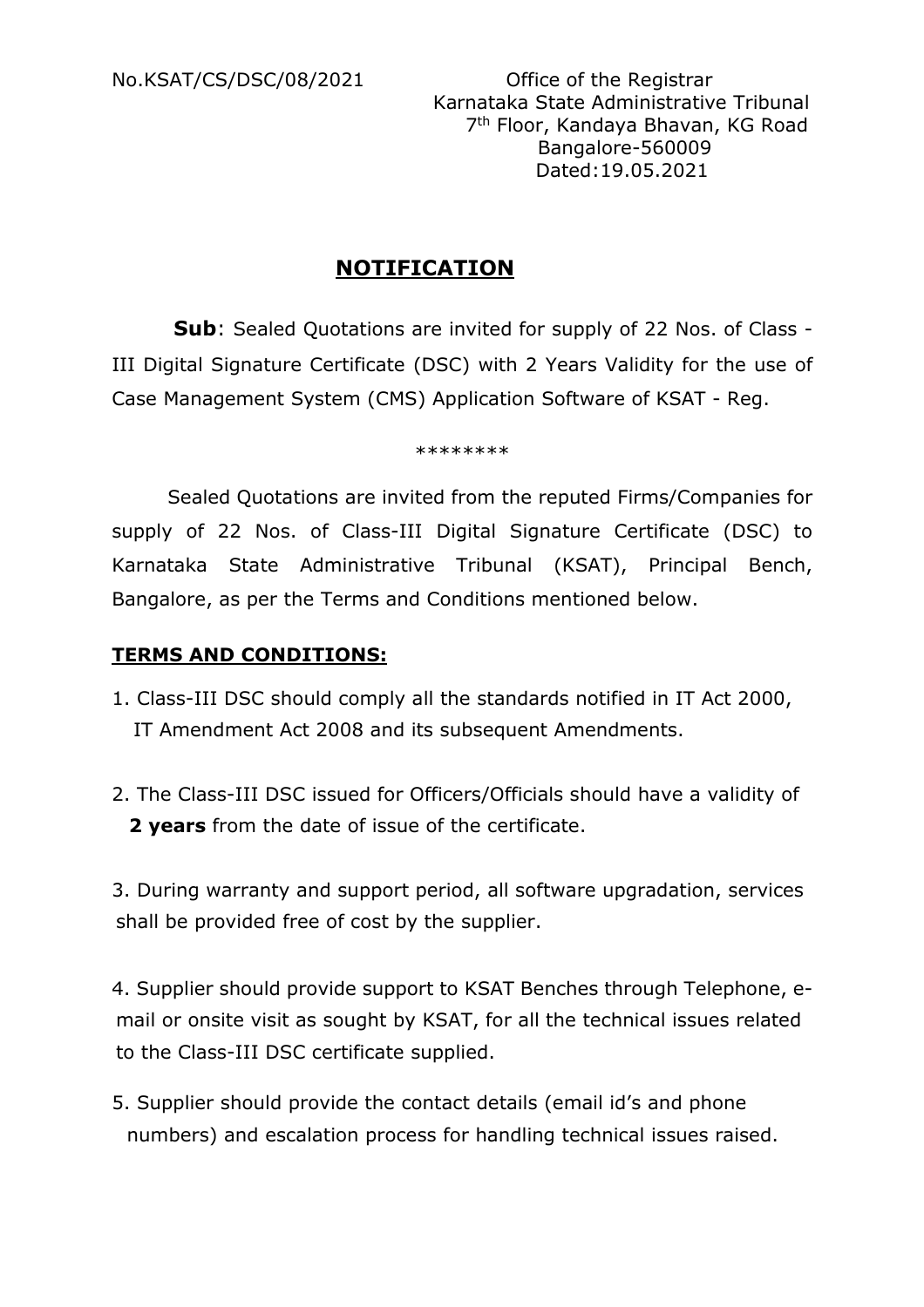No.KSAT/CS/DSC/08/2021

Office of the Registrar
Karnataka State Administrative Tribunal
7th Floor, Kandaya Bhavan, KG Road
Bangalore-560009
Dated:19.05.2021

# NOTIFICATION

**Sub**: Sealed Quotations are invited for supply of 22 Nos. of Class -III Digital Signature Certificate (DSC) with 2 Years Validity for the use of Case Management System (CMS) Application Software of KSAT - Reg.

********

Sealed Quotations are invited from the reputed Firms/Companies for supply of 22 Nos. of Class-III Digital Signature Certificate (DSC) to Karnataka State Administrative Tribunal (KSAT), Principal Bench, Bangalore, as per the Terms and Conditions mentioned below.

## TERMS AND CONDITIONS:

1. Class-III DSC should comply all the standards notified in IT Act 2000, IT Amendment Act 2008 and its subsequent Amendments.

2. The Class-III DSC issued for Officers/Officials should have a validity of **2 years** from the date of issue of the certificate.

3. During warranty and support period, all software upgradation, services shall be provided free of cost by the supplier.

4. Supplier should provide support to KSAT Benches through Telephone, e-mail or onsite visit as sought by KSAT, for all the technical issues related to the Class-III DSC certificate supplied.

5. Supplier should provide the contact details (email id's and phone numbers) and escalation process for handling technical issues raised.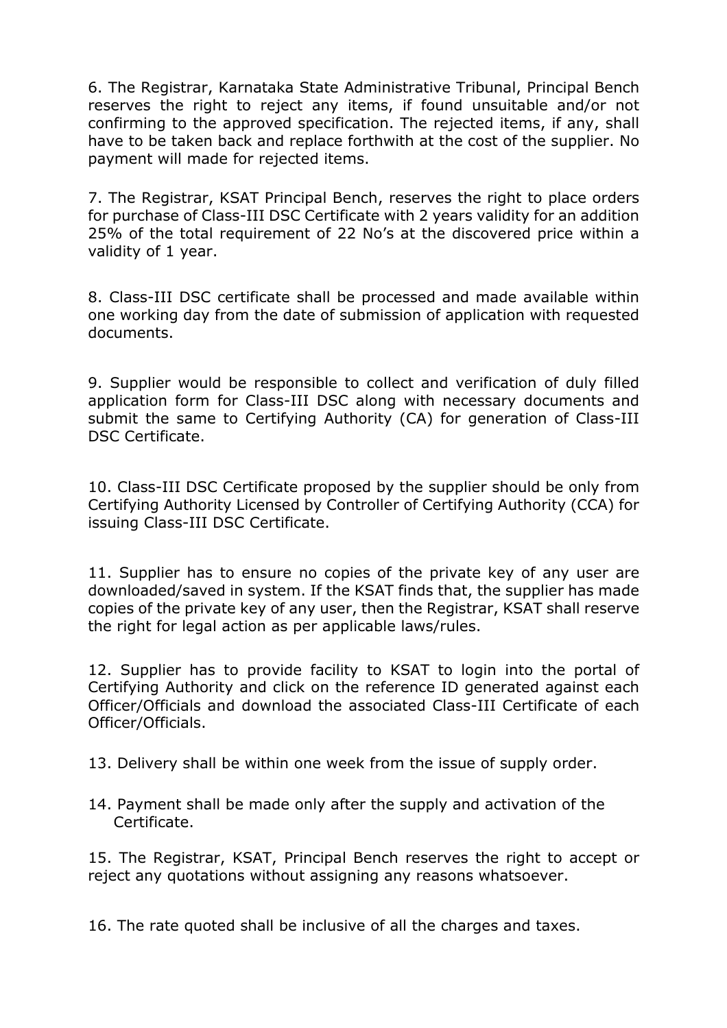6. The Registrar, Karnataka State Administrative Tribunal, Principal Bench reserves the right to reject any items, if found unsuitable and/or not confirming to the approved specification. The rejected items, if any, shall have to be taken back and replace forthwith at the cost of the supplier. No payment will made for rejected items.

7. The Registrar, KSAT Principal Bench, reserves the right to place orders for purchase of Class-III DSC Certificate with 2 years validity for an addition 25% of the total requirement of 22 No's at the discovered price within a validity of 1 year.

8. Class-III DSC certificate shall be processed and made available within one working day from the date of submission of application with requested documents.

9. Supplier would be responsible to collect and verification of duly filled application form for Class-III DSC along with necessary documents and submit the same to Certifying Authority (CA) for generation of Class-III DSC Certificate.

10. Class-III DSC Certificate proposed by the supplier should be only from Certifying Authority Licensed by Controller of Certifying Authority (CCA) for issuing Class-III DSC Certificate.

11. Supplier has to ensure no copies of the private key of any user are downloaded/saved in system. If the KSAT finds that, the supplier has made copies of the private key of any user, then the Registrar, KSAT shall reserve the right for legal action as per applicable laws/rules.

12. Supplier has to provide facility to KSAT to login into the portal of Certifying Authority and click on the reference ID generated against each Officer/Officials and download the associated Class-III Certificate of each Officer/Officials.

13. Delivery shall be within one week from the issue of supply order.

14. Payment shall be made only after the supply and activation of the Certificate.

15. The Registrar, KSAT, Principal Bench reserves the right to accept or reject any quotations without assigning any reasons whatsoever.

16. The rate quoted shall be inclusive of all the charges and taxes.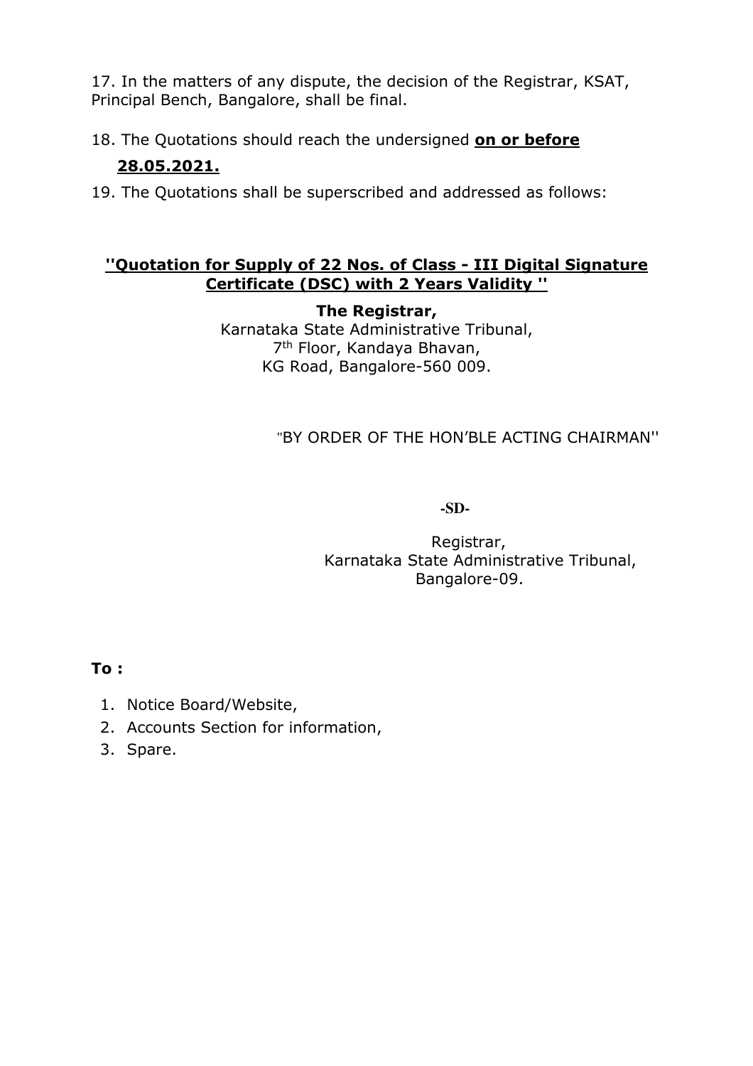17. In the matters of any dispute, the decision of the Registrar, KSAT, Principal Bench, Bangalore, shall be final.

18. The Quotations should reach the undersigned **on or before 28.05.2021.**

19. The Quotations shall be superscribed and addressed as follows:

**''Quotation for Supply of 22 Nos. of Class - III Digital Signature Certificate (DSC) with 2 Years Validity ''**

**The Registrar,**
Karnataka State Administrative Tribunal,
7th Floor, Kandaya Bhavan,
KG Road, Bangalore-560 009.

''BY ORDER OF THE HON'BLE ACTING CHAIRMAN''

**-SD-**

Registrar,
Karnataka State Administrative Tribunal,
Bangalore-09.

**To :**

1. Notice Board/Website,
2. Accounts Section for information,
3. Spare.